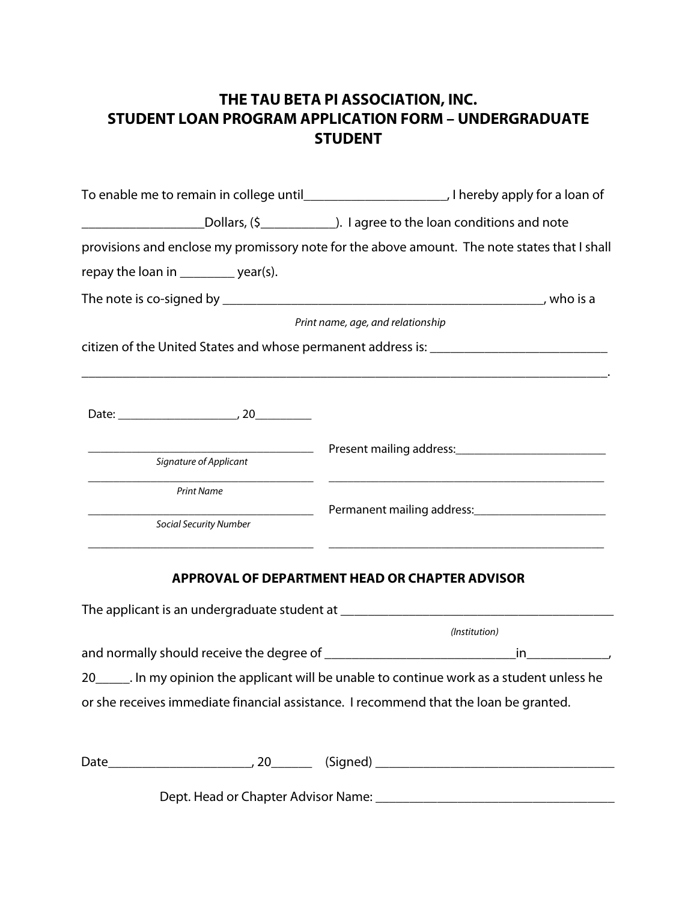# THE TAU BETA PI ASSOCIATION, INC.
# STUDENT LOAN PROGRAM APPLICATION FORM – UNDERGRADUATE STUDENT

To enable me to remain in college until_____________________, I hereby apply for a loan of __________________Dollars, ($___________). I agree to the loan conditions and note provisions and enclose my promissory note for the above amount. The note states that I shall repay the loan in ________ year(s).

The note is co-signed by _________________________________________________, who is a

*Print name, age, and relationship*

citizen of the United States and whose permanent address is: ___________________________
_______________________________________________________________________________.

Date: ___________________, 20_________

_____________________________________
*Signature of Applicant*

_____________________________________
*Print Name*

_____________________________________
*Social Security Number*

_____________________________________

Present mailing address:_________________________

_____________________________________________

Permanent mailing address:______________________

_____________________________________________

## APPROVAL OF DEPARTMENT HEAD OR CHAPTER ADVISOR

The applicant is an undergraduate student at ________________________________________

*(Institution)*

and normally should receive the degree of ____________________________in____________, 20_____. In my opinion the applicant will be unable to continue work as a student unless he or she receives immediate financial assistance. I recommend that the loan be granted.

Date_____________________, 20______ (Signed) ___________________________________

Dept. Head or Chapter Advisor Name: ___________________________________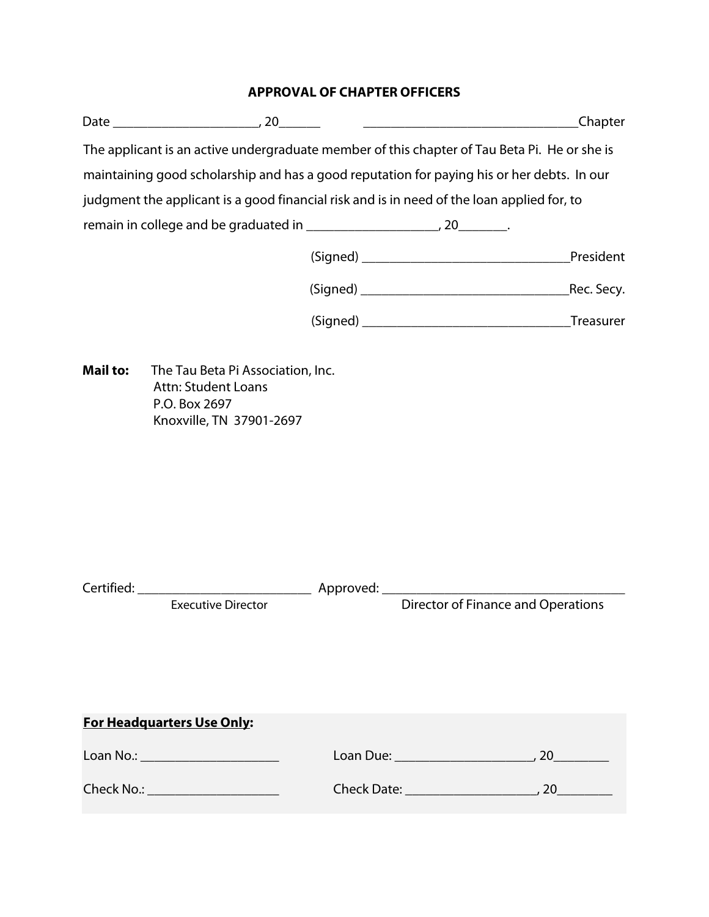## APPROVAL OF CHAPTER OFFICERS

Date ______________________, 20______ ________________________________Chapter

The applicant is an active undergraduate member of this chapter of Tau Beta Pi. He or she is maintaining good scholarship and has a good reputation for paying his or her debts. In our judgment the applicant is a good financial risk and is in need of the loan applied for, to remain in college and be graduated in ___________________, 20_______.

(Signed) _______________________________President

(Signed) _______________________________Rec. Secy.

(Signed) _______________________________Treasurer

**Mail to:** The Tau Beta Pi Association, Inc.
Attn: Student Loans
P.O. Box 2697
Knoxville, TN 37901-2697

Certified: __________________________ Approved: ____________________________________
Executive Director Director of Finance and Operations

**<u>For Headquarters Use Only</u>:**

Loan No.: ____________________ Loan Due: ____________________, 20________

Check No.: ___________________ Check Date: ___________________, 20________